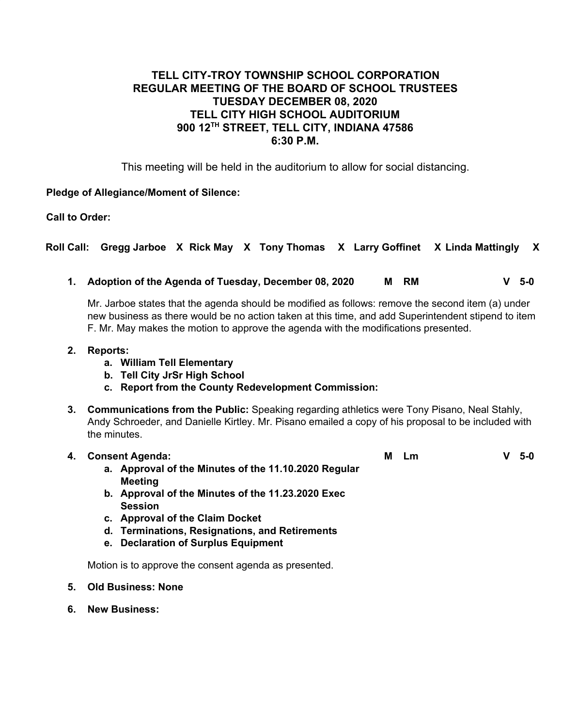**TELL CITY-TROY TOWNSHIP SCHOOL CORPORATION**
**REGULAR MEETING OF THE BOARD OF SCHOOL TRUSTEES**
**TUESDAY DECEMBER 08, 2020**
**TELL CITY HIGH SCHOOL AUDITORIUM**
**900 12TH STREET, TELL CITY, INDIANA 47586**
**6:30 P.M.**

This meeting will be held in the auditorium to allow for social distancing.

**Pledge of Allegiance/Moment of Silence:**

**Call to Order:**

**Roll Call: Gregg Jarboe X Rick May X Tony Thomas X Larry Goffinet X Linda Mattingly X**

1. **Adoption of the Agenda of Tuesday, December 08, 2020 M RM V 5-0**

   Mr. Jarboe states that the agenda should be modified as follows: remove the second item (a) under new business as there would be no action taken at this time, and add Superintendent stipend to item F. Mr. May makes the motion to approve the agenda with the modifications presented.

2. **Reports:**
   a. **William Tell Elementary**
   b. **Tell City JrSr High School**
   c. **Report from the County Redevelopment Commission:**

3. **Communications from the Public:** Speaking regarding athletics were Tony Pisano, Neal Stahly, Andy Schroeder, and Danielle Kirtley. Mr. Pisano emailed a copy of his proposal to be included with the minutes.

4. **Consent Agenda: M Lm V 5-0**
   a. **Approval of the Minutes of the 11.10.2020 Regular Meeting**
   b. **Approval of the Minutes of the 11.23.2020 Exec Session**
   c. **Approval of the Claim Docket**
   d. **Terminations, Resignations, and Retirements**
   e. **Declaration of Surplus Equipment**

   Motion is to approve the consent agenda as presented.

5. **Old Business: None**

6. **New Business:**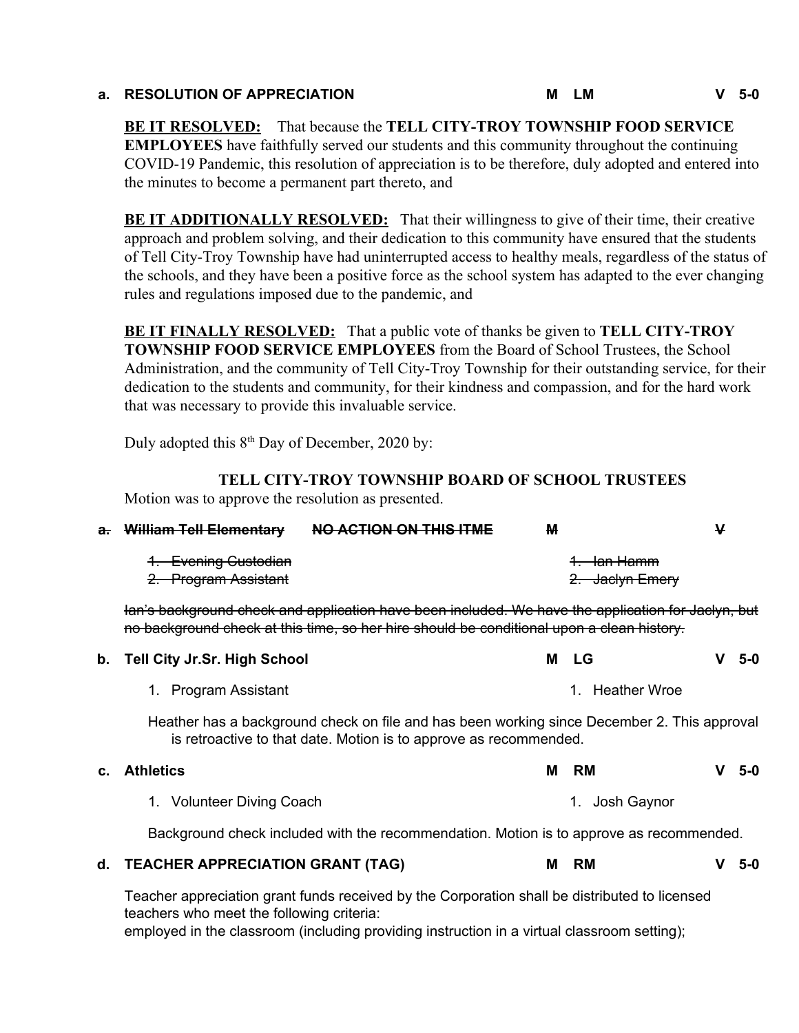**a. RESOLUTION OF APPRECIATION** **M LM** **V 5-0**

**BE IT RESOLVED:** That because the **TELL CITY-TROY TOWNSHIP FOOD SERVICE EMPLOYEES** have faithfully served our students and this community throughout the continuing COVID-19 Pandemic, this resolution of appreciation is to be therefore, duly adopted and entered into the minutes to become a permanent part thereto, and

**BE IT ADDITIONALLY RESOLVED:** That their willingness to give of their time, their creative approach and problem solving, and their dedication to this community have ensured that the students of Tell City-Troy Township have had uninterrupted access to healthy meals, regardless of the status of the schools, and they have been a positive force as the school system has adapted to the ever changing rules and regulations imposed due to the pandemic, and

**BE IT FINALLY RESOLVED:** That a public vote of thanks be given to **TELL CITY-TROY TOWNSHIP FOOD SERVICE EMPLOYEES** from the Board of School Trustees, the School Administration, and the community of Tell City-Troy Township for their outstanding service, for their dedication to the students and community, for their kindness and compassion, and for the hard work that was necessary to provide this invaluable service.

Duly adopted this 8th Day of December, 2020 by:

**TELL CITY-TROY TOWNSHIP BOARD OF SCHOOL TRUSTEES**

Motion was to approve the resolution as presented.

~~**a. William Tell Elementary** **NO ACTION ON THIS ITME** **M** **V**~~

~~1. Evening Custodian~~ ~~1. Ian Hamm~~
~~2. Program Assistant~~ ~~2. Jaclyn Emery~~

~~Ian's background check and application have been included. We have the application for Jaclyn, but no background check at this time, so her hire should be conditional upon a clean history.~~

**b. Tell City Jr.Sr. High School** **M LG** **V 5-0**

1. Program Assistant 1. Heather Wroe

Heather has a background check on file and has been working since December 2. This approval is retroactive to that date. Motion is to approve as recommended.

**c. Athletics** **M RM** **V 5-0**

1. Volunteer Diving Coach 1. Josh Gaynor

Background check included with the recommendation. Motion is to approve as recommended.

**d. TEACHER APPRECIATION GRANT (TAG)** **M RM** **V 5-0**

Teacher appreciation grant funds received by the Corporation shall be distributed to licensed teachers who meet the following criteria:
employed in the classroom (including providing instruction in a virtual classroom setting);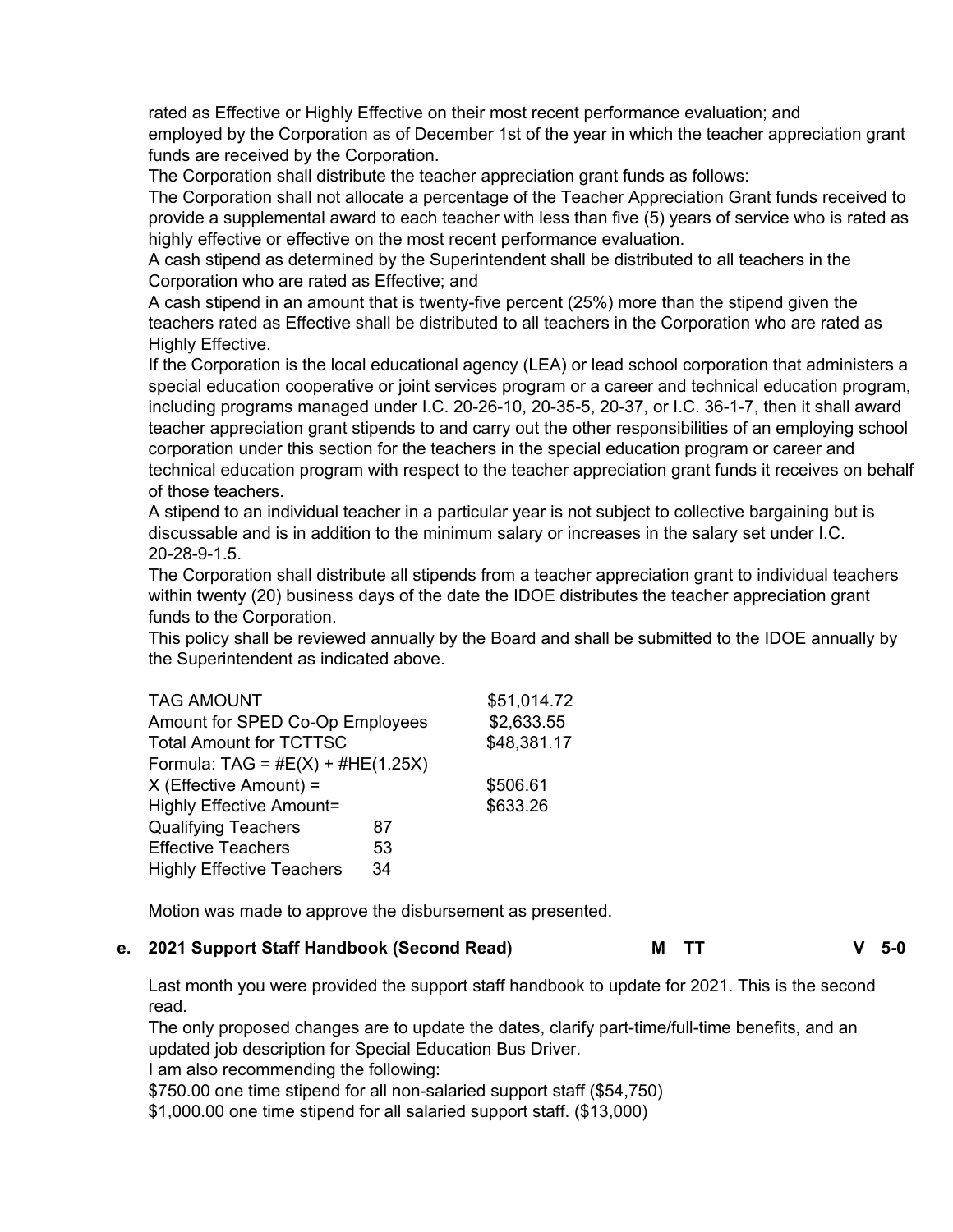rated as Effective or Highly Effective on their most recent performance evaluation; and
employed by the Corporation as of December 1st of the year in which the teacher appreciation grant funds are received by the Corporation.

The Corporation shall distribute the teacher appreciation grant funds as follows:

The Corporation shall not allocate a percentage of the Teacher Appreciation Grant funds received to provide a supplemental award to each teacher with less than five (5) years of service who is rated as highly effective or effective on the most recent performance evaluation.

A cash stipend as determined by the Superintendent shall be distributed to all teachers in the Corporation who are rated as Effective; and

A cash stipend in an amount that is twenty-five percent (25%) more than the stipend given the teachers rated as Effective shall be distributed to all teachers in the Corporation who are rated as Highly Effective.

If the Corporation is the local educational agency (LEA) or lead school corporation that administers a special education cooperative or joint services program or a career and technical education program, including programs managed under I.C. 20-26-10, 20-35-5, 20-37, or I.C. 36-1-7, then it shall award teacher appreciation grant stipends to and carry out the other responsibilities of an employing school corporation under this section for the teachers in the special education program or career and technical education program with respect to the teacher appreciation grant funds it receives on behalf of those teachers.

A stipend to an individual teacher in a particular year is not subject to collective bargaining but is discussable and is in addition to the minimum salary or increases in the salary set under I.C. 20-28-9-1.5.

The Corporation shall distribute all stipends from a teacher appreciation grant to individual teachers within twenty (20) business days of the date the IDOE distributes the teacher appreciation grant funds to the Corporation.

This policy shall be reviewed annually by the Board and shall be submitted to the IDOE annually by the Superintendent as indicated above.

| | | |
|---|---|---|
| TAG AMOUNT | | \$51,014.72 |
| Amount for SPED Co-Op Employees | | \$2,633.55 |
| Total Amount for TCTTSC | | \$48,381.17 |
| Formula: TAG = #E(X) + #HE(1.25X) | | |
| X (Effective Amount) = | | \$506.61 |
| Highly Effective Amount= | | \$633.26 |
| Qualifying Teachers | 87 | |
| Effective Teachers | 53 | |
| Highly Effective Teachers | 34 | |

Motion was made to approve the disbursement as presented.

**e. 2021 Support Staff Handbook (Second Read) M TT V 5-0**

Last month you were provided the support staff handbook to update for 2021. This is the second read.

The only proposed changes are to update the dates, clarify part-time/full-time benefits, and an updated job description for Special Education Bus Driver.

I am also recommending the following:

\$750.00 one time stipend for all non-salaried support staff (\$54,750)

\$1,000.00 one time stipend for all salaried support staff. (\$13,000)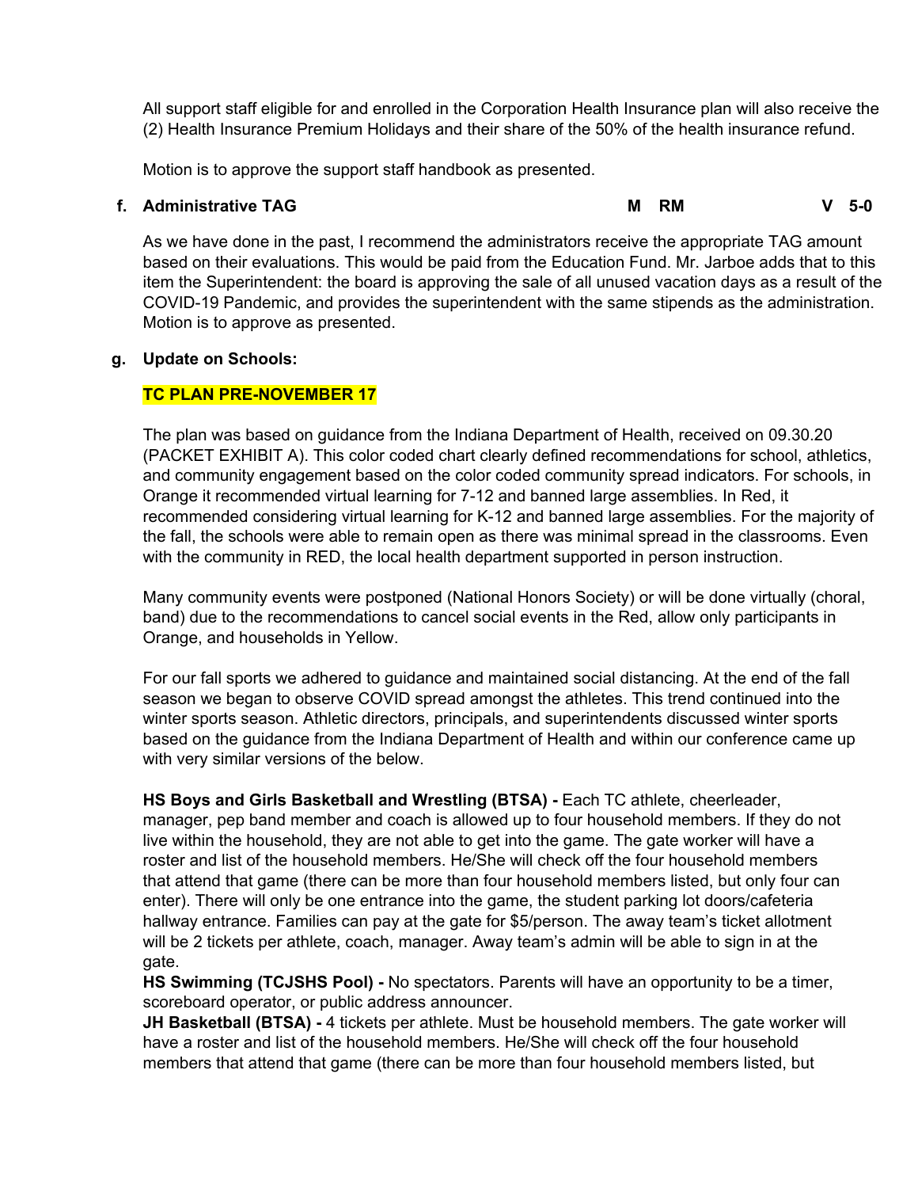All support staff eligible for and enrolled in the Corporation Health Insurance plan will also receive the (2) Health Insurance Premium Holidays and their share of the 50% of the health insurance refund.

Motion is to approve the support staff handbook as presented.

**f. Administrative TAG** **M RM** **V 5-0**

As we have done in the past, I recommend the administrators receive the appropriate TAG amount based on their evaluations. This would be paid from the Education Fund. Mr. Jarboe adds that to this item the Superintendent: the board is approving the sale of all unused vacation days as a result of the COVID-19 Pandemic, and provides the superintendent with the same stipends as the administration. Motion is to approve as presented.

**g. Update on Schools:**

**TC PLAN PRE-NOVEMBER 17**

The plan was based on guidance from the Indiana Department of Health, received on 09.30.20 (PACKET EXHIBIT A). This color coded chart clearly defined recommendations for school, athletics, and community engagement based on the color coded community spread indicators. For schools, in Orange it recommended virtual learning for 7-12 and banned large assemblies. In Red, it recommended considering virtual learning for K-12 and banned large assemblies. For the majority of the fall, the schools were able to remain open as there was minimal spread in the classrooms. Even with the community in RED, the local health department supported in person instruction.

Many community events were postponed (National Honors Society) or will be done virtually (choral, band) due to the recommendations to cancel social events in the Red, allow only participants in Orange, and households in Yellow.

For our fall sports we adhered to guidance and maintained social distancing. At the end of the fall season we began to observe COVID spread amongst the athletes. This trend continued into the winter sports season. Athletic directors, principals, and superintendents discussed winter sports based on the guidance from the Indiana Department of Health and within our conference came up with very similar versions of the below.

**HS Boys and Girls Basketball and Wrestling (BTSA) -** Each TC athlete, cheerleader, manager, pep band member and coach is allowed up to four household members. If they do not live within the household, they are not able to get into the game. The gate worker will have a roster and list of the household members. He/She will check off the four household members that attend that game (there can be more than four household members listed, but only four can enter). There will only be one entrance into the game, the student parking lot doors/cafeteria hallway entrance. Families can pay at the gate for $5/person. The away team's ticket allotment will be 2 tickets per athlete, coach, manager. Away team's admin will be able to sign in at the gate.

**HS Swimming (TCJSHS Pool) -** No spectators. Parents will have an opportunity to be a timer, scoreboard operator, or public address announcer.

**JH Basketball (BTSA) -** 4 tickets per athlete. Must be household members. The gate worker will have a roster and list of the household members. He/She will check off the four household members that attend that game (there can be more than four household members listed, but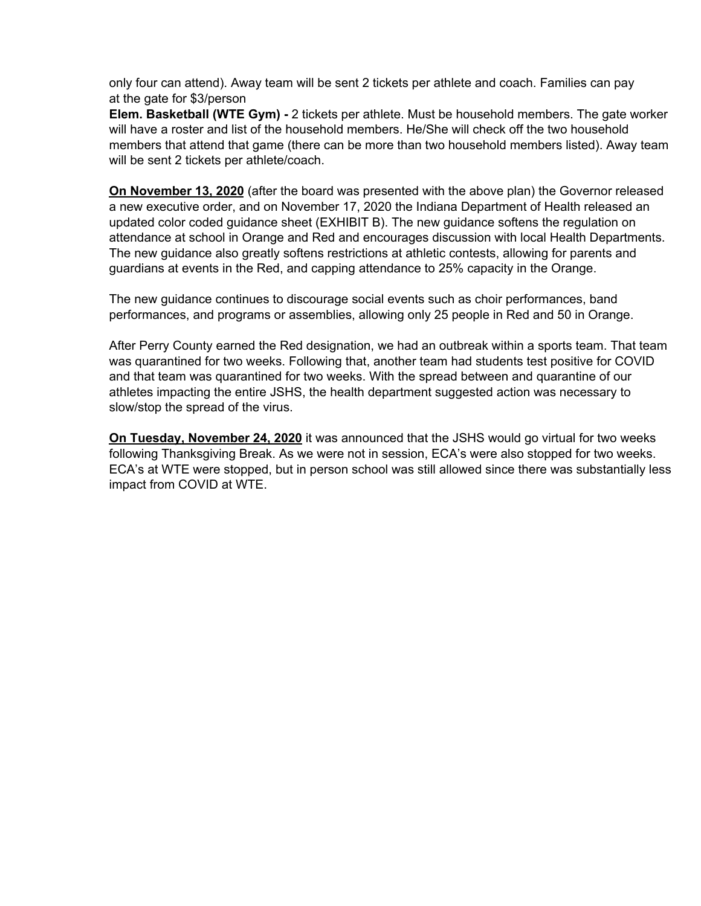only four can attend). Away team will be sent 2 tickets per athlete and coach. Families can pay at the gate for $3/person

**Elem. Basketball (WTE Gym) -** 2 tickets per athlete. Must be household members. The gate worker will have a roster and list of the household members. He/She will check off the two household members that attend that game (there can be more than two household members listed). Away team will be sent 2 tickets per athlete/coach.

**On November 13, 2020** (after the board was presented with the above plan) the Governor released a new executive order, and on November 17, 2020 the Indiana Department of Health released an updated color coded guidance sheet (EXHIBIT B). The new guidance softens the regulation on attendance at school in Orange and Red and encourages discussion with local Health Departments. The new guidance also greatly softens restrictions at athletic contests, allowing for parents and guardians at events in the Red, and capping attendance to 25% capacity in the Orange.

The new guidance continues to discourage social events such as choir performances, band performances, and programs or assemblies, allowing only 25 people in Red and 50 in Orange.

After Perry County earned the Red designation, we had an outbreak within a sports team. That team was quarantined for two weeks. Following that, another team had students test positive for COVID and that team was quarantined for two weeks. With the spread between and quarantine of our athletes impacting the entire JSHS, the health department suggested action was necessary to slow/stop the spread of the virus.

**On Tuesday, November 24, 2020** it was announced that the JSHS would go virtual for two weeks following Thanksgiving Break. As we were not in session, ECA's were also stopped for two weeks. ECA's at WTE were stopped, but in person school was still allowed since there was substantially less impact from COVID at WTE.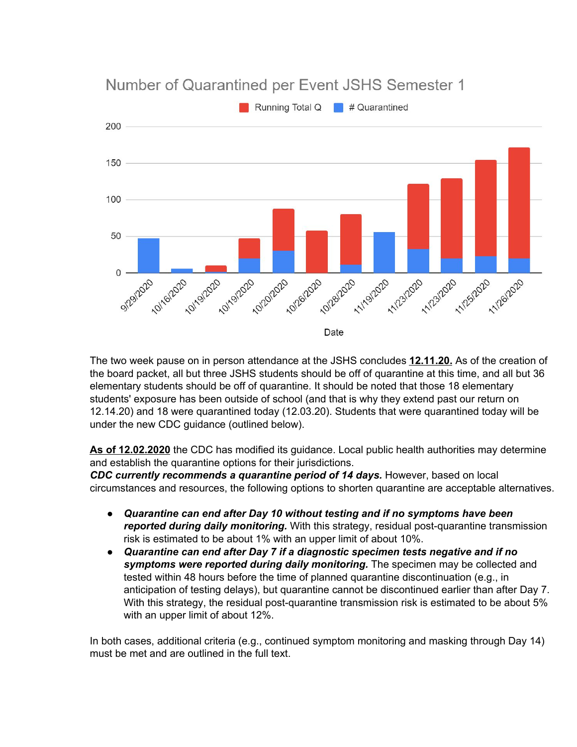## Number of Quarantined per Event JSHS Semester 1

Running Total Q | # Quarantined

Date: 9/29/2020, 10/16/2020, 10/19/2020, 10/19/2020, 10/20/2020, 10/26/2020, 10/28/2020, 11/19/2020, 11/23/2020, 11/23/2020, 11/25/2020, 11/26/2020

The two week pause on in person attendance at the JSHS concludes **12.11.20.** As of the creation of the board packet, all but three JSHS students should be off of quarantine at this time, and all but 36 elementary students should be off of quarantine. It should be noted that those 18 elementary students' exposure has been outside of school (and that is why they extend past our return on 12.14.20) and 18 were quarantined today (12.03.20). Students that were quarantined today will be under the new CDC guidance (outlined below).

**As of 12.02.2020** the CDC has modified its guidance. Local public health authorities may determine and establish the quarantine options for their jurisdictions.
***CDC currently recommends a quarantine period of 14 days.*** However, based on local circumstances and resources, the following options to shorten quarantine are acceptable alternatives.

- ***Quarantine can end after Day 10 without testing and if no symptoms have been reported during daily monitoring.*** With this strategy, residual post-quarantine transmission risk is estimated to be about 1% with an upper limit of about 10%.
- ***Quarantine can end after Day 7 if a diagnostic specimen tests negative and if no symptoms were reported during daily monitoring.*** The specimen may be collected and tested within 48 hours before the time of planned quarantine discontinuation (e.g., in anticipation of testing delays), but quarantine cannot be discontinued earlier than after Day 7. With this strategy, the residual post-quarantine transmission risk is estimated to be about 5% with an upper limit of about 12%.

In both cases, additional criteria (e.g., continued symptom monitoring and masking through Day 14) must be met and are outlined in the full text.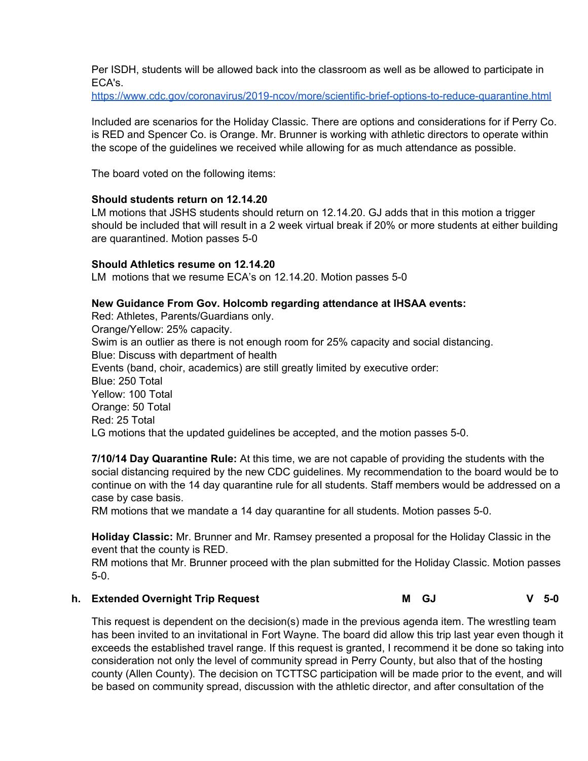Per ISDH, students will be allowed back into the classroom as well as be allowed to participate in ECA's.
https://www.cdc.gov/coronavirus/2019-ncov/more/scientific-brief-options-to-reduce-quarantine.html

Included are scenarios for the Holiday Classic. There are options and considerations for if Perry Co. is RED and Spencer Co. is Orange. Mr. Brunner is working with athletic directors to operate within the scope of the guidelines we received while allowing for as much attendance as possible.

The board voted on the following items:

**Should students return on 12.14.20**
LM motions that JSHS students should return on 12.14.20. GJ adds that in this motion a trigger should be included that will result in a 2 week virtual break if 20% or more students at either building are quarantined. Motion passes 5-0

**Should Athletics resume on 12.14.20**
LM motions that we resume ECA's on 12.14.20. Motion passes 5-0

**New Guidance From Gov. Holcomb regarding attendance at IHSAA events:**
Red: Athletes, Parents/Guardians only.
Orange/Yellow: 25% capacity.
Swim is an outlier as there is not enough room for 25% capacity and social distancing.
Blue: Discuss with department of health
Events (band, choir, academics) are still greatly limited by executive order:
Blue: 250 Total
Yellow: 100 Total
Orange: 50 Total
Red: 25 Total
LG motions that the updated guidelines be accepted, and the motion passes 5-0.

**7/10/14 Day Quarantine Rule:** At this time, we are not capable of providing the students with the social distancing required by the new CDC guidelines. My recommendation to the board would be to continue on with the 14 day quarantine rule for all students. Staff members would be addressed on a case by case basis.
RM motions that we mandate a 14 day quarantine for all students. Motion passes 5-0.

**Holiday Classic:** Mr. Brunner and Mr. Ramsey presented a proposal for the Holiday Classic in the event that the county is RED.
RM motions that Mr. Brunner proceed with the plan submitted for the Holiday Classic. Motion passes 5-0.

**h. Extended Overnight Trip Request** **M GJ** **V 5-0**

This request is dependent on the decision(s) made in the previous agenda item. The wrestling team has been invited to an invitational in Fort Wayne. The board did allow this trip last year even though it exceeds the established travel range. If this request is granted, I recommend it be done so taking into consideration not only the level of community spread in Perry County, but also that of the hosting county (Allen County). The decision on TCTTSC participation will be made prior to the event, and will be based on community spread, discussion with the athletic director, and after consultation of the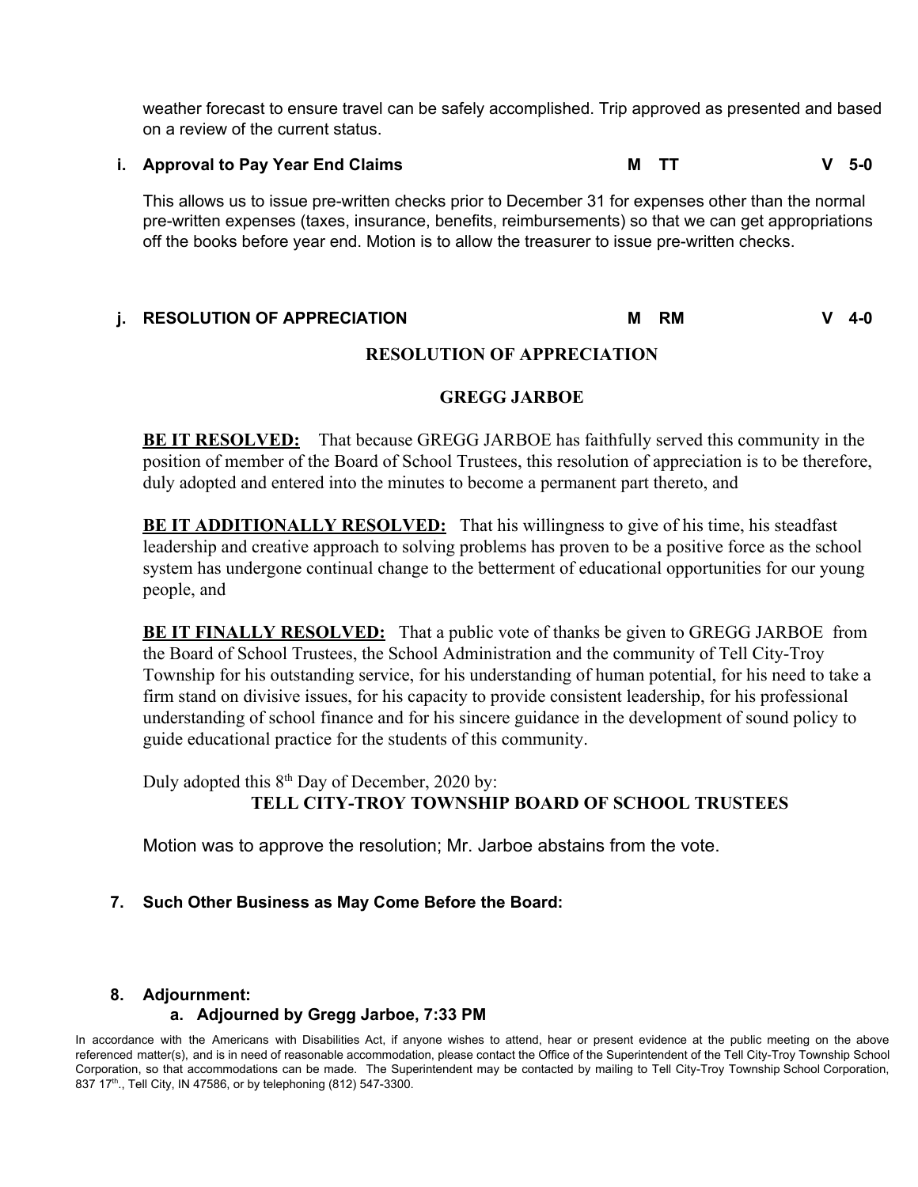weather forecast to ensure travel can be safely accomplished. Trip approved as presented and based on a review of the current status.

**i. Approval to Pay Year End Claims M TT V 5-0**

This allows us to issue pre-written checks prior to December 31 for expenses other than the normal pre-written expenses (taxes, insurance, benefits, reimbursements) so that we can get appropriations off the books before year end. Motion is to allow the treasurer to issue pre-written checks.

**j. RESOLUTION OF APPRECIATION M RM V 4-0**

**RESOLUTION OF APPRECIATION**

**GREGG JARBOE**

**BE IT RESOLVED:** That because GREGG JARBOE has faithfully served this community in the position of member of the Board of School Trustees, this resolution of appreciation is to be therefore, duly adopted and entered into the minutes to become a permanent part thereto, and

**BE IT ADDITIONALLY RESOLVED:** That his willingness to give of his time, his steadfast leadership and creative approach to solving problems has proven to be a positive force as the school system has undergone continual change to the betterment of educational opportunities for our young people, and

**BE IT FINALLY RESOLVED:** That a public vote of thanks be given to GREGG JARBOE from the Board of School Trustees, the School Administration and the community of Tell City-Troy Township for his outstanding service, for his understanding of human potential, for his need to take a firm stand on divisive issues, for his capacity to provide consistent leadership, for his professional understanding of school finance and for his sincere guidance in the development of sound policy to guide educational practice for the students of this community.

Duly adopted this 8th Day of December, 2020 by:

**TELL CITY-TROY TOWNSHIP BOARD OF SCHOOL TRUSTEES**

Motion was to approve the resolution; Mr. Jarboe abstains from the vote.

**7. Such Other Business as May Come Before the Board:**

**8. Adjournment:**

**a. Adjourned by Gregg Jarboe, 7:33 PM**

In accordance with the Americans with Disabilities Act, if anyone wishes to attend, hear or present evidence at the public meeting on the above referenced matter(s), and is in need of reasonable accommodation, please contact the Office of the Superintendent of the Tell City-Troy Township School Corporation, so that accommodations can be made. The Superintendent may be contacted by mailing to Tell City-Troy Township School Corporation, 837 17th., Tell City, IN 47586, or by telephoning (812) 547-3300.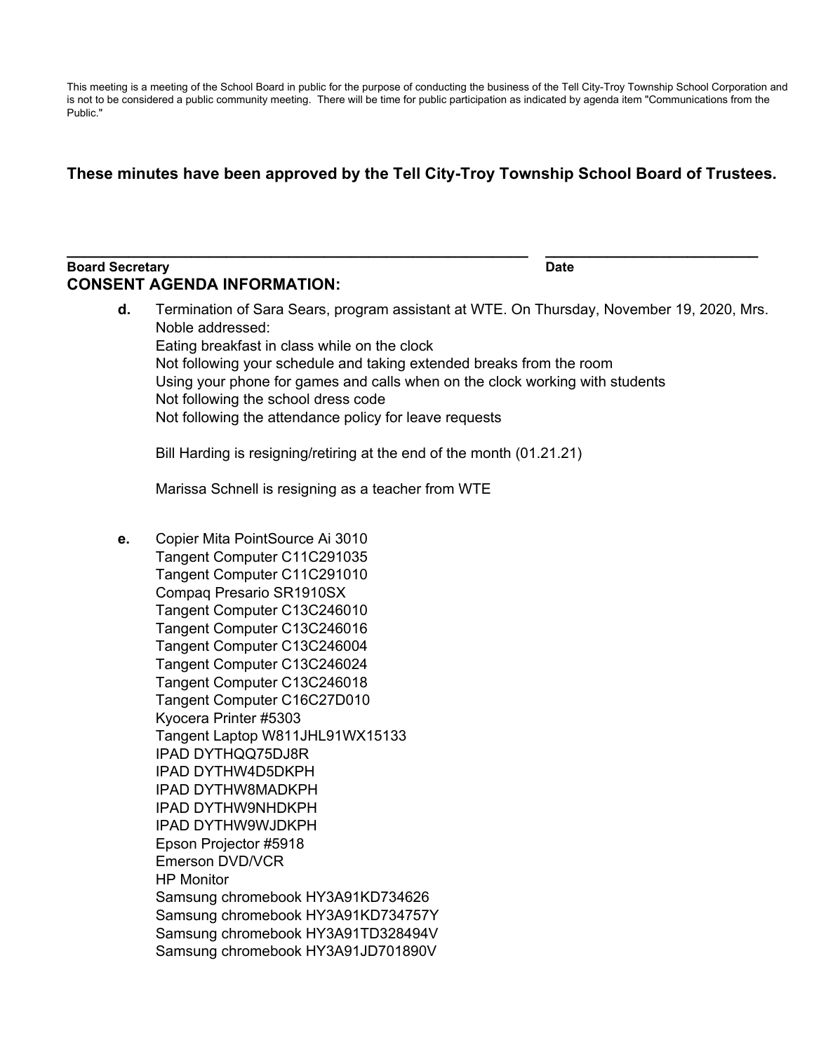This meeting is a meeting of the School Board in public for the purpose of conducting the business of the Tell City-Troy Township School Corporation and is not to be considered a public community meeting. There will be time for public participation as indicated by agenda item "Communications from the Public."

**These minutes have been approved by the Tell City-Troy Township School Board of Trustees.**

_______________________________________________ &nbsp;&nbsp;&nbsp; ____________________

**Board Secretary** &nbsp;&nbsp;&nbsp;&nbsp;&nbsp;&nbsp;&nbsp;&nbsp;&nbsp;&nbsp;&nbsp;&nbsp;&nbsp;&nbsp;&nbsp;&nbsp;&nbsp;&nbsp;&nbsp;&nbsp;&nbsp;&nbsp;&nbsp;&nbsp;&nbsp;&nbsp;&nbsp;&nbsp;&nbsp;&nbsp;&nbsp;&nbsp;&nbsp;&nbsp;&nbsp;&nbsp; **Date**

## CONSENT AGENDA INFORMATION:

**d.** Termination of Sara Sears, program assistant at WTE. On Thursday, November 19, 2020, Mrs. Noble addressed:
Eating breakfast in class while on the clock
Not following your schedule and taking extended breaks from the room
Using your phone for games and calls when on the clock working with students
Not following the school dress code
Not following the attendance policy for leave requests

Bill Harding is resigning/retiring at the end of the month (01.21.21)

Marissa Schnell is resigning as a teacher from WTE

**e.** Copier Mita PointSource Ai 3010
Tangent Computer C11C291035
Tangent Computer C11C291010
Compaq Presario SR1910SX
Tangent Computer C13C246010
Tangent Computer C13C246016
Tangent Computer C13C246004
Tangent Computer C13C246024
Tangent Computer C13C246018
Tangent Computer C16C27D010
Kyocera Printer #5303
Tangent Laptop W811JHL91WX15133
IPAD DYTHQQ75DJ8R
IPAD DYTHW4D5DKPH
IPAD DYTHW8MADKPH
IPAD DYTHW9NHDKPH
IPAD DYTHW9WJDKPH
Epson Projector #5918
Emerson DVD/VCR
HP Monitor
Samsung chromebook HY3A91KD734626
Samsung chromebook HY3A91KD734757Y
Samsung chromebook HY3A91TD328494V
Samsung chromebook HY3A91JD701890V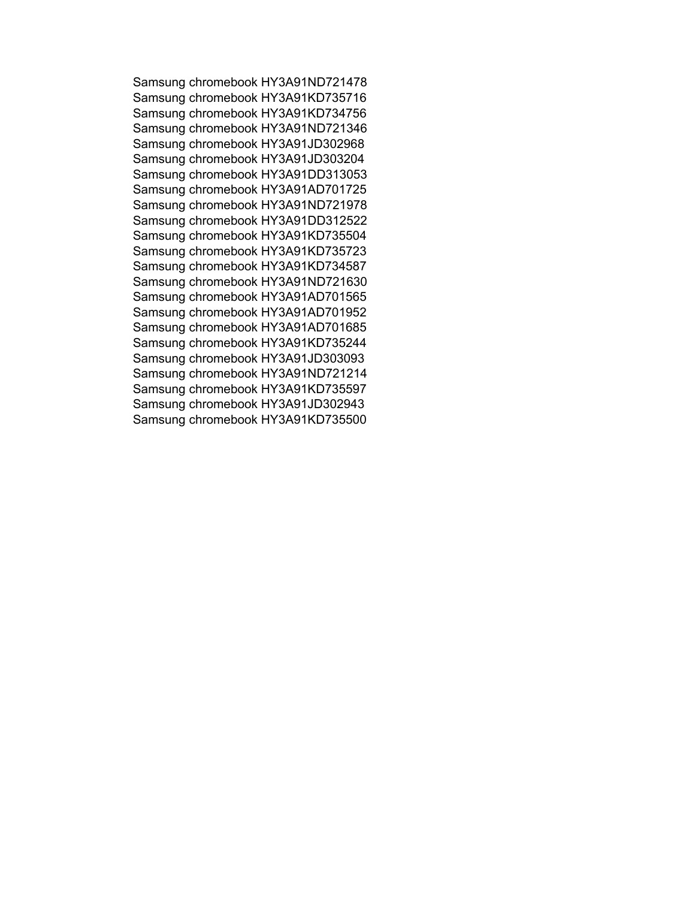Samsung chromebook HY3A91ND721478
Samsung chromebook HY3A91KD735716
Samsung chromebook HY3A91KD734756
Samsung chromebook HY3A91ND721346
Samsung chromebook HY3A91JD302968
Samsung chromebook HY3A91JD303204
Samsung chromebook HY3A91DD313053
Samsung chromebook HY3A91AD701725
Samsung chromebook HY3A91ND721978
Samsung chromebook HY3A91DD312522
Samsung chromebook HY3A91KD735504
Samsung chromebook HY3A91KD735723
Samsung chromebook HY3A91KD734587
Samsung chromebook HY3A91ND721630
Samsung chromebook HY3A91AD701565
Samsung chromebook HY3A91AD701952
Samsung chromebook HY3A91AD701685
Samsung chromebook HY3A91KD735244
Samsung chromebook HY3A91JD303093
Samsung chromebook HY3A91ND721214
Samsung chromebook HY3A91KD735597
Samsung chromebook HY3A91JD302943
Samsung chromebook HY3A91KD735500